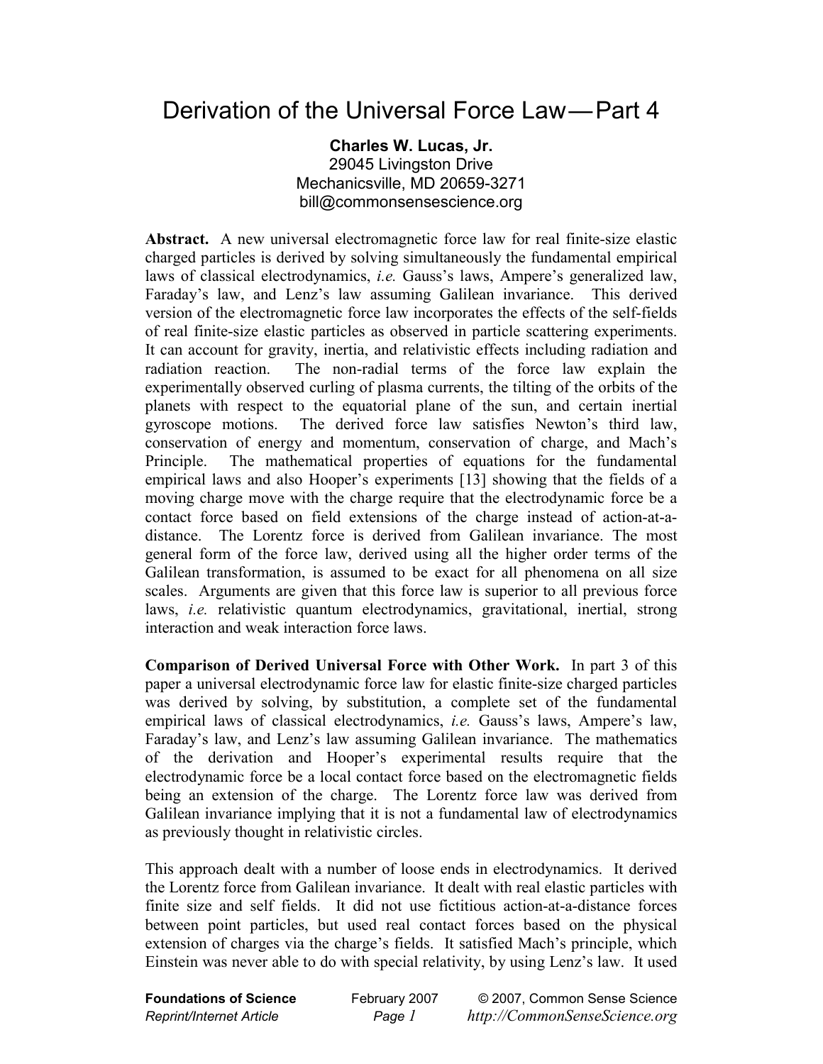# Derivation of the Universal Force Law — Part 4

**Charles W. Lucas, Jr.**
29045 Livingston Drive
Mechanicsville, MD 20659-3271
bill@commonsensescience.org

**Abstract.** A new universal electromagnetic force law for real finite-size elastic charged particles is derived by solving simultaneously the fundamental empirical laws of classical electrodynamics, *i.e.* Gauss's laws, Ampere's generalized law, Faraday's law, and Lenz's law assuming Galilean invariance. This derived version of the electromagnetic force law incorporates the effects of the self-fields of real finite-size elastic particles as observed in particle scattering experiments. It can account for gravity, inertia, and relativistic effects including radiation and radiation reaction. The non-radial terms of the force law explain the experimentally observed curling of plasma currents, the tilting of the orbits of the planets with respect to the equatorial plane of the sun, and certain inertial gyroscope motions. The derived force law satisfies Newton's third law, conservation of energy and momentum, conservation of charge, and Mach's Principle. The mathematical properties of equations for the fundamental empirical laws and also Hooper's experiments [13] showing that the fields of a moving charge move with the charge require that the electrodynamic force be a contact force based on field extensions of the charge instead of action-at-a-distance. The Lorentz force is derived from Galilean invariance. The most general form of the force law, derived using all the higher order terms of the Galilean transformation, is assumed to be exact for all phenomena on all size scales. Arguments are given that this force law is superior to all previous force laws, *i.e.* relativistic quantum electrodynamics, gravitational, inertial, strong interaction and weak interaction force laws.

**Comparison of Derived Universal Force with Other Work.** In part 3 of this paper a universal electrodynamic force law for elastic finite-size charged particles was derived by solving, by substitution, a complete set of the fundamental empirical laws of classical electrodynamics, *i.e.* Gauss's laws, Ampere's law, Faraday's law, and Lenz's law assuming Galilean invariance. The mathematics of the derivation and Hooper's experimental results require that the electrodynamic force be a local contact force based on the electromagnetic fields being an extension of the charge. The Lorentz force law was derived from Galilean invariance implying that it is not a fundamental law of electrodynamics as previously thought in relativistic circles.

This approach dealt with a number of loose ends in electrodynamics. It derived the Lorentz force from Galilean invariance. It dealt with real elastic particles with finite size and self fields. It did not use fictitious action-at-a-distance forces between point particles, but used real contact forces based on the physical extension of charges via the charge's fields. It satisfied Mach's principle, which Einstein was never able to do with special relativity, by using Lenz's law. It used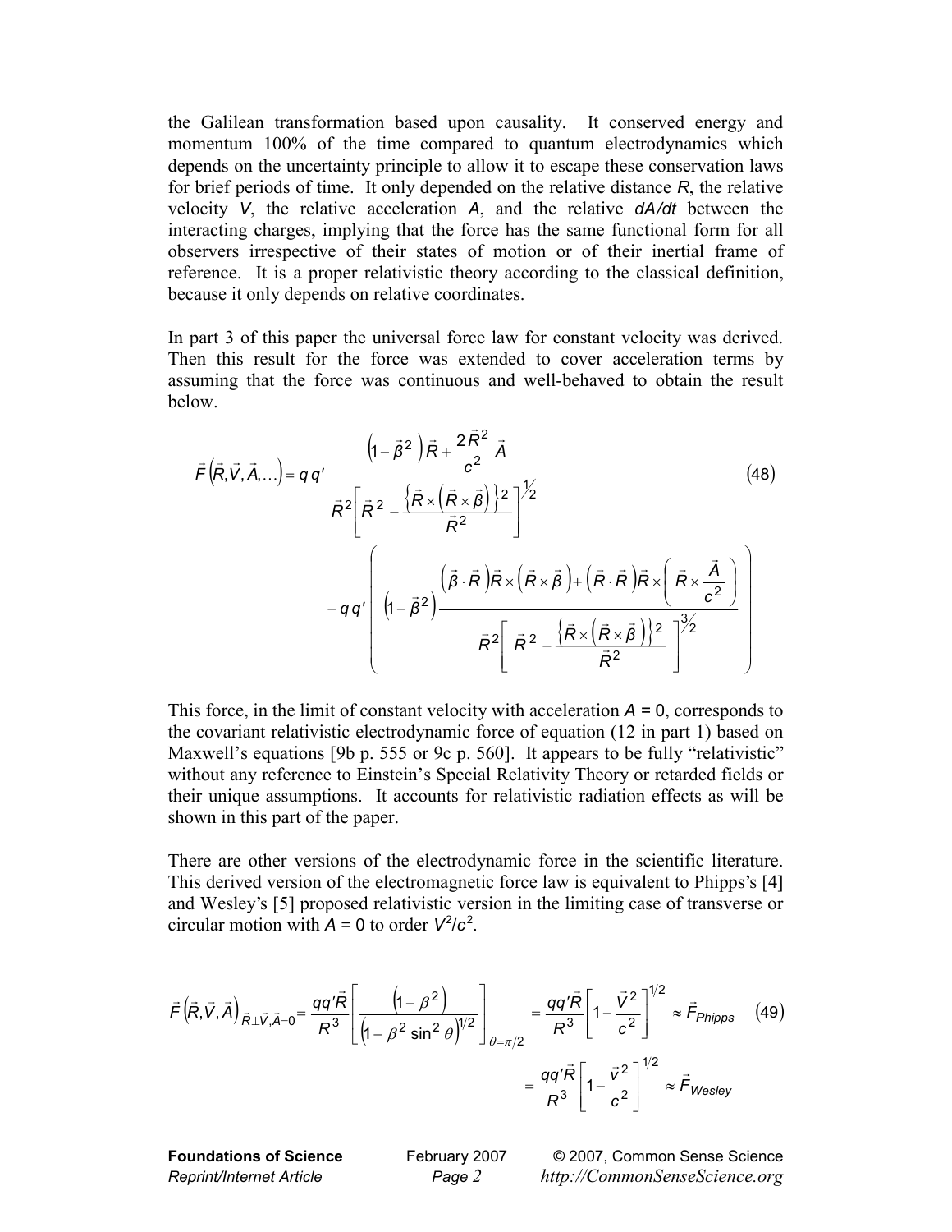the Galilean transformation based upon causality. It conserved energy and momentum 100% of the time compared to quantum electrodynamics which depends on the uncertainty principle to allow it to escape these conservation laws for brief periods of time. It only depended on the relative distance *R*, the relative velocity *V*, the relative acceleration *A*, and the relative *dA/dt* between the interacting charges, implying that the force has the same functional form for all observers irrespective of their states of motion or of their inertial frame of reference. It is a proper relativistic theory according to the classical definition, because it only depends on relative coordinates.

In part 3 of this paper the universal force law for constant velocity was derived. Then this result for the force was extended to cover acceleration terms by assuming that the force was continuous and well-behaved to obtain the result below.

$$\vec{F}\left(\vec{R},\vec{V},\vec{A},\ldots\right) = q\,q'\,\frac{\left(1-\vec{\beta}^{2}\right)\vec{R} + \dfrac{2\vec{R}^{2}}{c^{2}}\vec{A}}{\vec{R}^{2}\left[\vec{R}^{2} - \dfrac{\left\{\vec{R}\times\left(\vec{R}\times\vec{\beta}\right)\right\}^{2}}{\vec{R}^{2}}\right]^{1/2}} - q\,q'\left(\left(1-\vec{\beta}^{2}\right)\frac{\left(\vec{\beta}\cdot\vec{R}\right)\vec{R}\times\left(\vec{R}\times\vec{\beta}\right) + \left(\vec{R}\cdot\vec{R}\right)\vec{R}\times\left(\vec{R}\times\dfrac{\vec{A}}{c^{2}}\right)}{\vec{R}^{2}\left[\vec{R}^{2} - \dfrac{\left\{\vec{R}\times\left(\vec{R}\times\vec{\beta}\right)\right\}^{2}}{\vec{R}^{2}}\right]^{3/2}}\right) \qquad (48)$$

This force, in the limit of constant velocity with acceleration $A = 0$, corresponds to the covariant relativistic electrodynamic force of equation (12 in part 1) based on Maxwell's equations [9b p. 555 or 9c p. 560]. It appears to be fully "relativistic" without any reference to Einstein's Special Relativity Theory or retarded fields or their unique assumptions. It accounts for relativistic radiation effects as will be shown in this part of the paper.

There are other versions of the electrodynamic force in the scientific literature. This derived version of the electromagnetic force law is equivalent to Phipps's [4] and Wesley's [5] proposed relativistic version in the limiting case of transverse or circular motion with $A = 0$ to order $V^2/c^2$.

$$\vec{F}\left(\vec{R},\vec{V},\vec{A}\right)_{\vec{R}\perp\vec{V},\vec{A}=0} = \frac{qq'\vec{R}}{R^{3}}\left[\frac{\left(1-\beta^{2}\right)}{\left(1-\beta^{2}\sin^{2}\theta\right)^{1/2}}\right]_{\theta=\pi/2} = \frac{qq'\vec{R}}{R^{3}}\left[1-\frac{\vec{V}^{2}}{c^{2}}\right]^{1/2} \approx \vec{F}_{Phipps} \qquad (49)$$

$$= \frac{qq'\vec{R}}{R^{3}}\left[1-\frac{\vec{v}^{2}}{c^{2}}\right]^{1/2} \approx \vec{F}_{Wesley}$$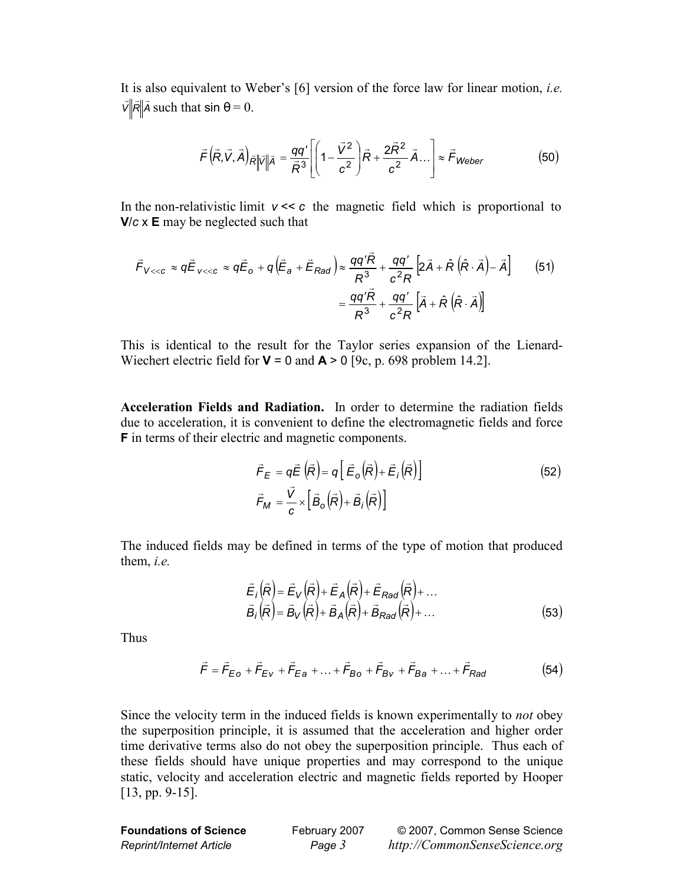It is also equivalent to Weber's [6] version of the force law for linear motion, *i.e.* $\vec{V}\|\vec{R}\|\vec{A}$ such that $\sin\theta = 0$.

$$\vec{F}\left(\vec{R},\vec{V},\vec{A}\right)_{\vec{R}\|\vec{V}\|\vec{A}} = \frac{qq'}{\vec{R}^3}\left[\left(1-\frac{\vec{V}^2}{c^2}\right)\vec{R} + \frac{2\vec{R}^2}{c^2}\vec{A}\ldots\right] \approx \vec{F}_{Weber} \tag{50}$$

In the non-relativistic limit $v << c$ the magnetic field which is proportional to **V**/*c* x **E** may be neglected such that

$$\begin{aligned}\vec{F}_{V<<c} \approx q\vec{E}_{v<<c} \approx q\vec{E}_o + q\left(\vec{E}_a + \vec{E}_{Rad}\right) &\approx \frac{qq'\vec{R}}{R^3} + \frac{qq'}{c^2 R}\left[2\vec{A} + \hat{R}\left(\hat{R}\cdot\vec{A}\right) - \vec{A}\right] \\ &= \frac{qq'\vec{R}}{R^3} + \frac{qq'}{c^2 R}\left[\vec{A} + \hat{R}\left(\hat{R}\cdot\vec{A}\right)\right]\end{aligned} \tag{51}$$

This is identical to the result for the Taylor series expansion of the Lienard-Wiechert electric field for **V** = 0 and **A** > 0 [9c, p. 698 problem 14.2].

**Acceleration Fields and Radiation.** In order to determine the radiation fields due to acceleration, it is convenient to define the electromagnetic fields and force **F** in terms of their electric and magnetic components.

$$\begin{aligned}\vec{F}_E &= q\vec{E}\left(\vec{R}\right) = q\left[\vec{E}_o\left(\vec{R}\right) + \vec{E}_i\left(\vec{R}\right)\right] \\ \vec{F}_M &= \frac{\vec{V}}{c}\times\left[\vec{B}_o\left(\vec{R}\right) + \vec{B}_i\left(\vec{R}\right)\right]\end{aligned} \tag{52}$$

The induced fields may be defined in terms of the type of motion that produced them, *i.e.*

$$\begin{aligned}\vec{E}_i\left(\vec{R}\right) &= \vec{E}_V\left(\vec{R}\right) + \vec{E}_A\left(\vec{R}\right) + \vec{E}_{Rad}\left(\vec{R}\right) + \ldots \\ \vec{B}_i\left(\vec{R}\right) &= \vec{B}_V\left(\vec{R}\right) + \vec{B}_A\left(\vec{R}\right) + \vec{B}_{Rad}\left(\vec{R}\right) + \ldots\end{aligned} \tag{53}$$

Thus

$$\vec{F} = \vec{F}_{Eo} + \vec{F}_{Ev} + \vec{F}_{Ea} + \ldots + \vec{F}_{Bo} + \vec{F}_{Bv} + \vec{F}_{Ba} + \ldots + \vec{F}_{Rad} \tag{54}$$

Since the velocity term in the induced fields is known experimentally to *not* obey the superposition principle, it is assumed that the acceleration and higher order time derivative terms also do not obey the superposition principle. Thus each of these fields should have unique properties and may correspond to the unique static, velocity and acceleration electric and magnetic fields reported by Hooper [13, pp. 9-15].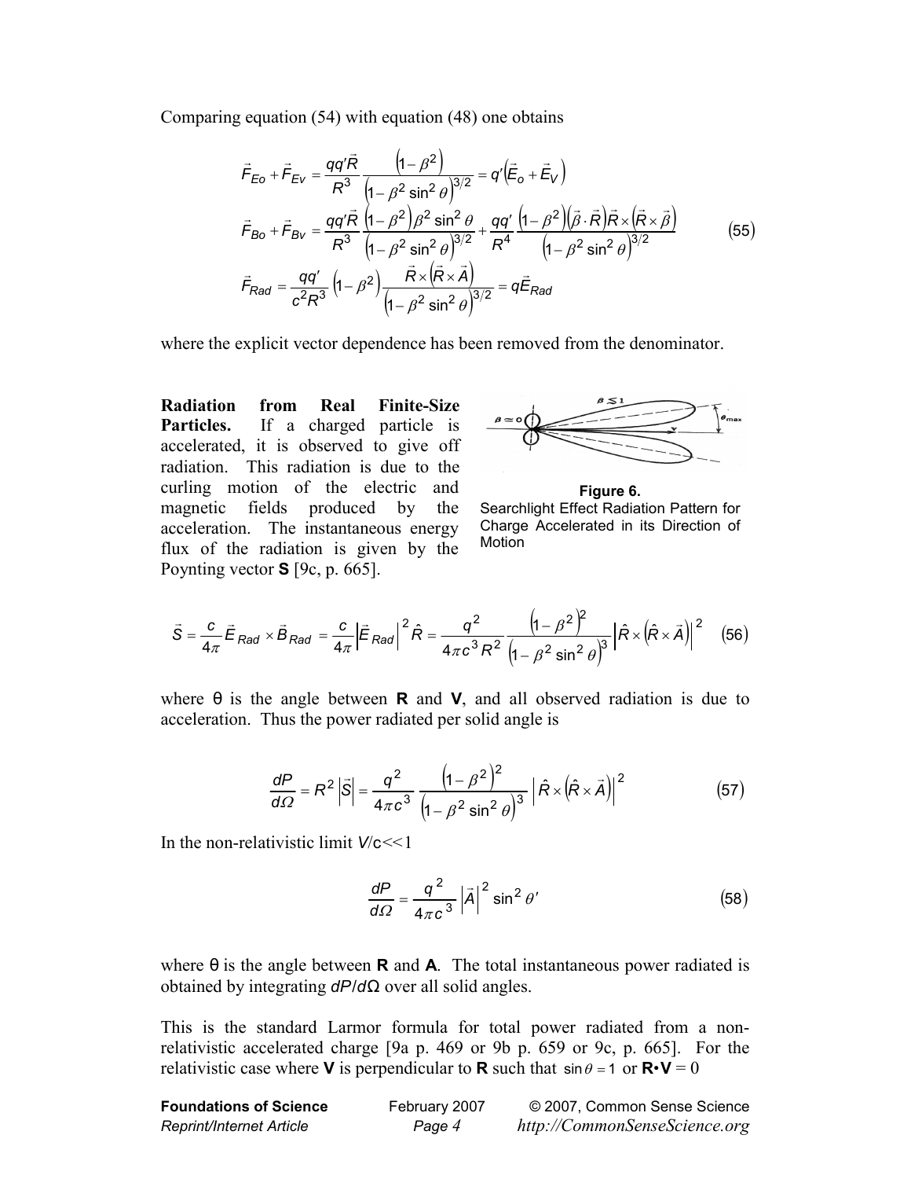Comparing equation (54) with equation (48) one obtains

$$
\begin{aligned}
\vec{F}_{Eo}+\vec{F}_{Ev} &= \frac{qq'\vec{R}}{R^3}\frac{\left(1-\beta^2\right)}{\left(1-\beta^2\sin^2\theta\right)^{3/2}} = q'\left(\vec{E}_o+\vec{E}_V\right)\\
\vec{F}_{Bo}+\vec{F}_{Bv} &= \frac{qq'\vec{R}}{R^3}\frac{\left(1-\beta^2\right)\beta^2\sin^2\theta}{\left(1-\beta^2\sin^2\theta\right)^{3/2}} + \frac{qq'}{R^4}\frac{\left(1-\beta^2\right)\left(\vec{\beta}\cdot\vec{R}\right)\vec{R}\times\left(\vec{R}\times\vec{\beta}\right)}{\left(1-\beta^2\sin^2\theta\right)^{3/2}}\\
\vec{F}_{Rad} &= \frac{qq'}{c^2R^3}\left(1-\beta^2\right)\frac{\vec{R}\times\left(\vec{R}\times\vec{A}\right)}{\left(1-\beta^2\sin^2\theta\right)^{3/2}} = q\vec{E}_{Rad}
\end{aligned}
\tag{55}
$$

where the explicit vector dependence has been removed from the denominator.

**Radiation from Real Finite-Size Particles.** If a charged particle is accelerated, it is observed to give off radiation. This radiation is due to the curling motion of the electric and magnetic fields produced by the acceleration. The instantaneous energy flux of the radiation is given by the Poynting vector **S** [9c, p. 665].

**Figure 6.**
Searchlight Effect Radiation Pattern for Charge Accelerated in its Direction of Motion

$$
\vec{S} = \frac{c}{4\pi}\vec{E}_{Rad}\times\vec{B}_{Rad} = \frac{c}{4\pi}\left|\vec{E}_{Rad}\right|^2\hat{R} = \frac{q^2}{4\pi c^3R^2}\frac{\left(1-\beta^2\right)^2}{\left(1-\beta^2\sin^2\theta\right)^3}\left|\hat{R}\times\left(\hat{R}\times\vec{A}\right)\right|^2 \tag{56}
$$

where θ is the angle between **R** and **V**, and all observed radiation is due to acceleration. Thus the power radiated per solid angle is

$$
\frac{dP}{d\Omega} = R^2\left|\vec{S}\right| = \frac{q^2}{4\pi c^3}\frac{\left(1-\beta^2\right)^2}{\left(1-\beta^2\sin^2\theta\right)^3}\left|\hat{R}\times\left(\hat{R}\times\vec{A}\right)\right|^2 \tag{57}
$$

In the non-relativistic limit $V/c \ll 1$

$$
\frac{dP}{d\Omega} = \frac{q^2}{4\pi c^3}\left|\vec{A}\right|^2\sin^2\theta' \tag{58}
$$

where θ is the angle between **R** and **A**. The total instantaneous power radiated is obtained by integrating $dP/d\Omega$ over all solid angles.

This is the standard Larmor formula for total power radiated from a non-relativistic accelerated charge [9a p. 469 or 9b p. 659 or 9c, p. 665]. For the relativistic case where **V** is perpendicular to **R** such that $\sin\theta = 1$ or **R•V** = 0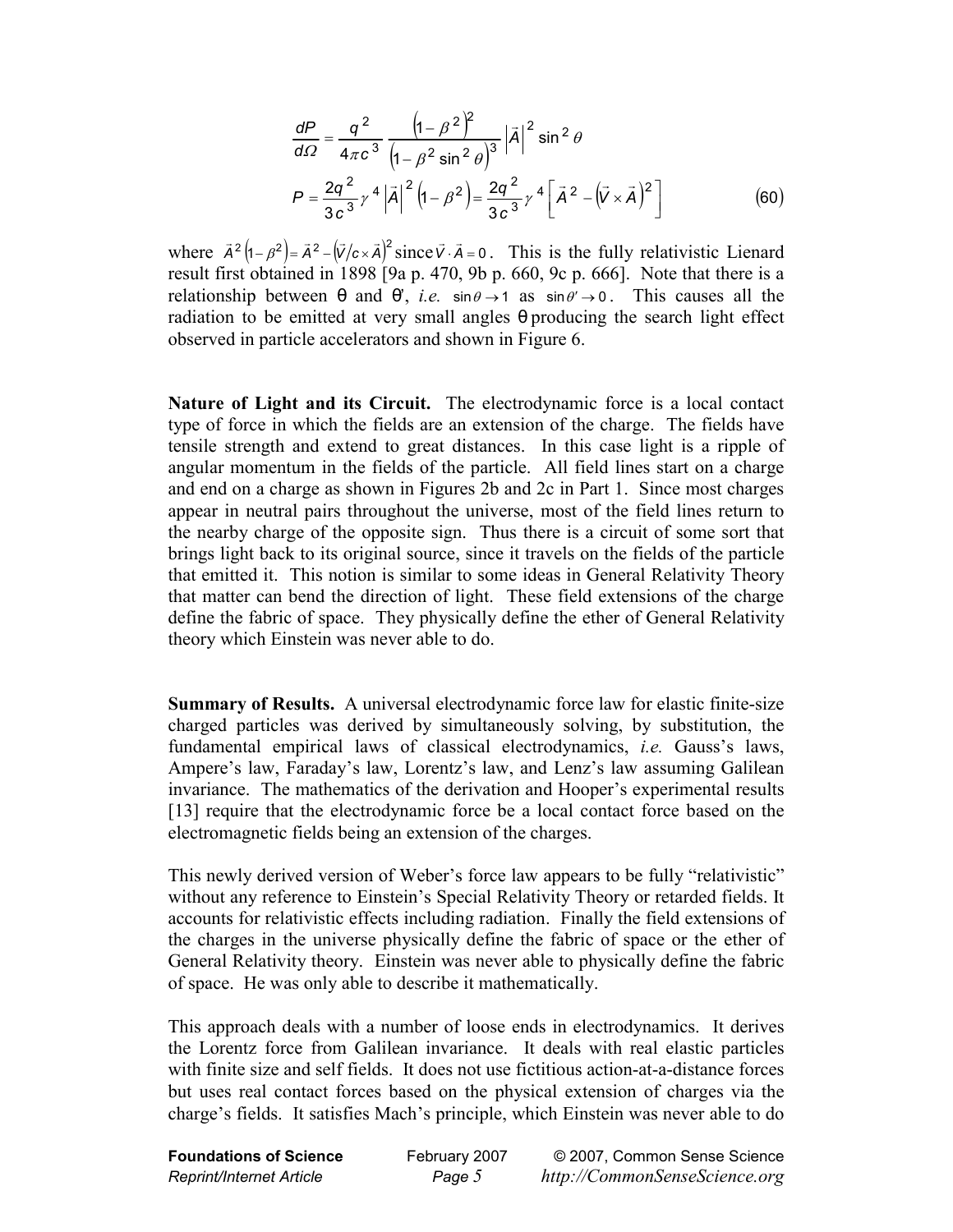$$\frac{dP}{d\Omega} = \frac{q^2}{4\pi c^3} \frac{\left(1-\beta^2\right)^2}{\left(1-\beta^2 \sin^2\theta\right)^3} \left|\vec{A}\right|^2 \sin^2\theta$$

$$P = \frac{2q^2}{3c^3}\gamma^4 \left|\vec{A}\right|^2 \left(1-\beta^2\right) = \frac{2q^2}{3c^3}\gamma^4 \left[\vec{A}^2 - \left(\vec{V}\times\vec{A}\right)^2\right] \tag{60}$$

where $\vec{A}^2\left(1-\beta^2\right) = \vec{A}^2 - \left(\vec{V}/c\times\vec{A}\right)^2$ since $\vec{V}\cdot\vec{A} = 0$. This is the fully relativistic Lienard result first obtained in 1898 [9a p. 470, 9b p. 660, 9c p. 666]. Note that there is a relationship between θ and θ', *i.e.* $\sin\theta \to 1$ as $\sin\theta' \to 0$. This causes all the radiation to be emitted at very small angles θ producing the search light effect observed in particle accelerators and shown in Figure 6.

**Nature of Light and its Circuit.** The electrodynamic force is a local contact type of force in which the fields are an extension of the charge. The fields have tensile strength and extend to great distances. In this case light is a ripple of angular momentum in the fields of the particle. All field lines start on a charge and end on a charge as shown in Figures 2b and 2c in Part 1. Since most charges appear in neutral pairs throughout the universe, most of the field lines return to the nearby charge of the opposite sign. Thus there is a circuit of some sort that brings light back to its original source, since it travels on the fields of the particle that emitted it. This notion is similar to some ideas in General Relativity Theory that matter can bend the direction of light. These field extensions of the charge define the fabric of space. They physically define the ether of General Relativity theory which Einstein was never able to do.

**Summary of Results.** A universal electrodynamic force law for elastic finite-size charged particles was derived by simultaneously solving, by substitution, the fundamental empirical laws of classical electrodynamics, *i.e.* Gauss's laws, Ampere's law, Faraday's law, Lorentz's law, and Lenz's law assuming Galilean invariance. The mathematics of the derivation and Hooper's experimental results [13] require that the electrodynamic force be a local contact force based on the electromagnetic fields being an extension of the charges.

This newly derived version of Weber's force law appears to be fully "relativistic" without any reference to Einstein's Special Relativity Theory or retarded fields. It accounts for relativistic effects including radiation. Finally the field extensions of the charges in the universe physically define the fabric of space or the ether of General Relativity theory. Einstein was never able to physically define the fabric of space. He was only able to describe it mathematically.

This approach deals with a number of loose ends in electrodynamics. It derives the Lorentz force from Galilean invariance. It deals with real elastic particles with finite size and self fields. It does not use fictitious action-at-a-distance forces but uses real contact forces based on the physical extension of charges via the charge's fields. It satisfies Mach's principle, which Einstein was never able to do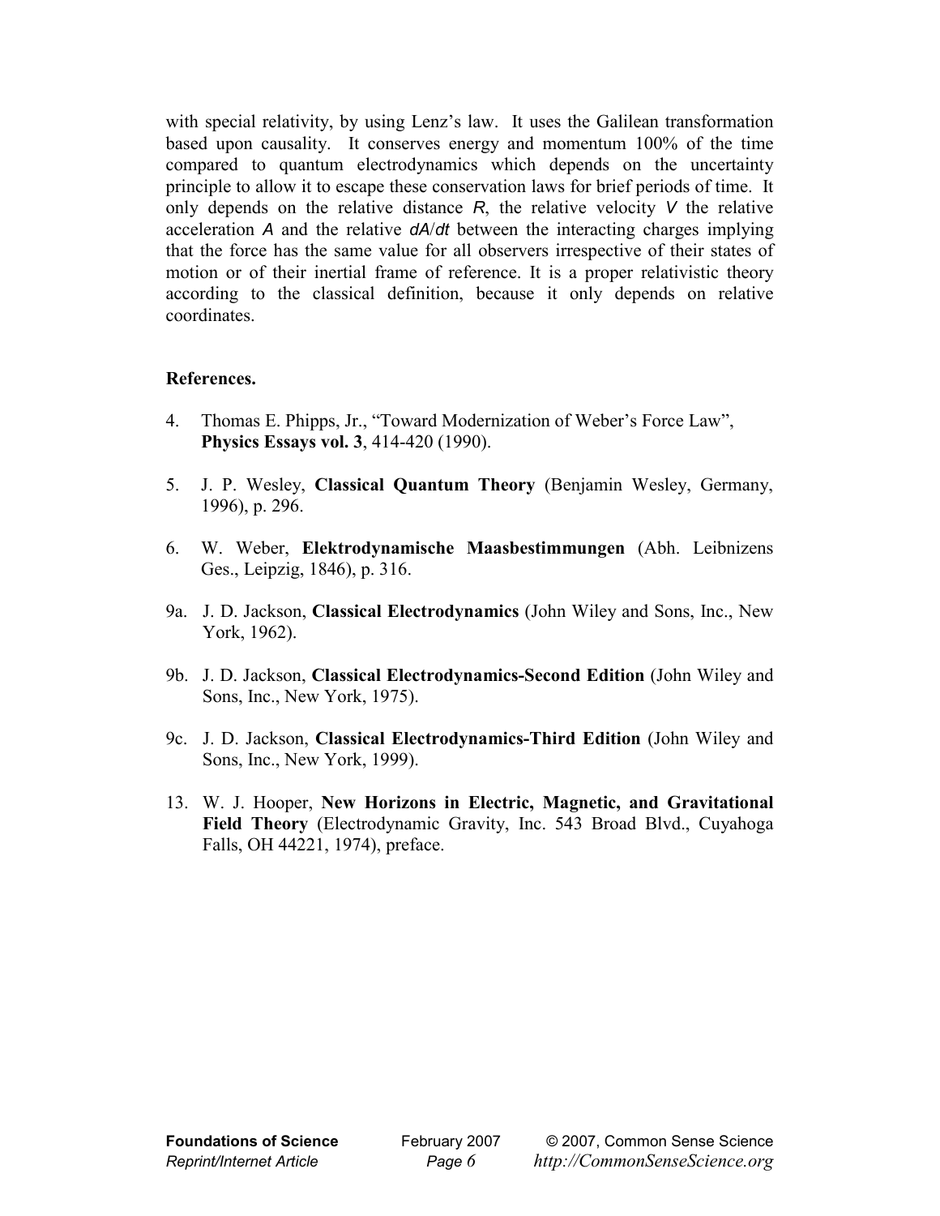with special relativity, by using Lenz's law. It uses the Galilean transformation based upon causality. It conserves energy and momentum 100% of the time compared to quantum electrodynamics which depends on the uncertainty principle to allow it to escape these conservation laws for brief periods of time. It only depends on the relative distance $R$, the relative velocity $V$ the relative acceleration $A$ and the relative $dA/dt$ between the interacting charges implying that the force has the same value for all observers irrespective of their states of motion or of their inertial frame of reference. It is a proper relativistic theory according to the classical definition, because it only depends on relative coordinates.

**References.**

4. Thomas E. Phipps, Jr., "Toward Modernization of Weber's Force Law", **Physics Essays vol. 3**, 414-420 (1990).

5. J. P. Wesley, **Classical Quantum Theory** (Benjamin Wesley, Germany, 1996), p. 296.

6. W. Weber, **Elektrodynamische Maasbestimmungen** (Abh. Leibnizens Ges., Leipzig, 1846), p. 316.

9a. J. D. Jackson, **Classical Electrodynamics** (John Wiley and Sons, Inc., New York, 1962).

9b. J. D. Jackson, **Classical Electrodynamics-Second Edition** (John Wiley and Sons, Inc., New York, 1975).

9c. J. D. Jackson, **Classical Electrodynamics-Third Edition** (John Wiley and Sons, Inc., New York, 1999).

13. W. J. Hooper, **New Horizons in Electric, Magnetic, and Gravitational Field Theory** (Electrodynamic Gravity, Inc. 543 Broad Blvd., Cuyahoga Falls, OH 44221, 1974), preface.